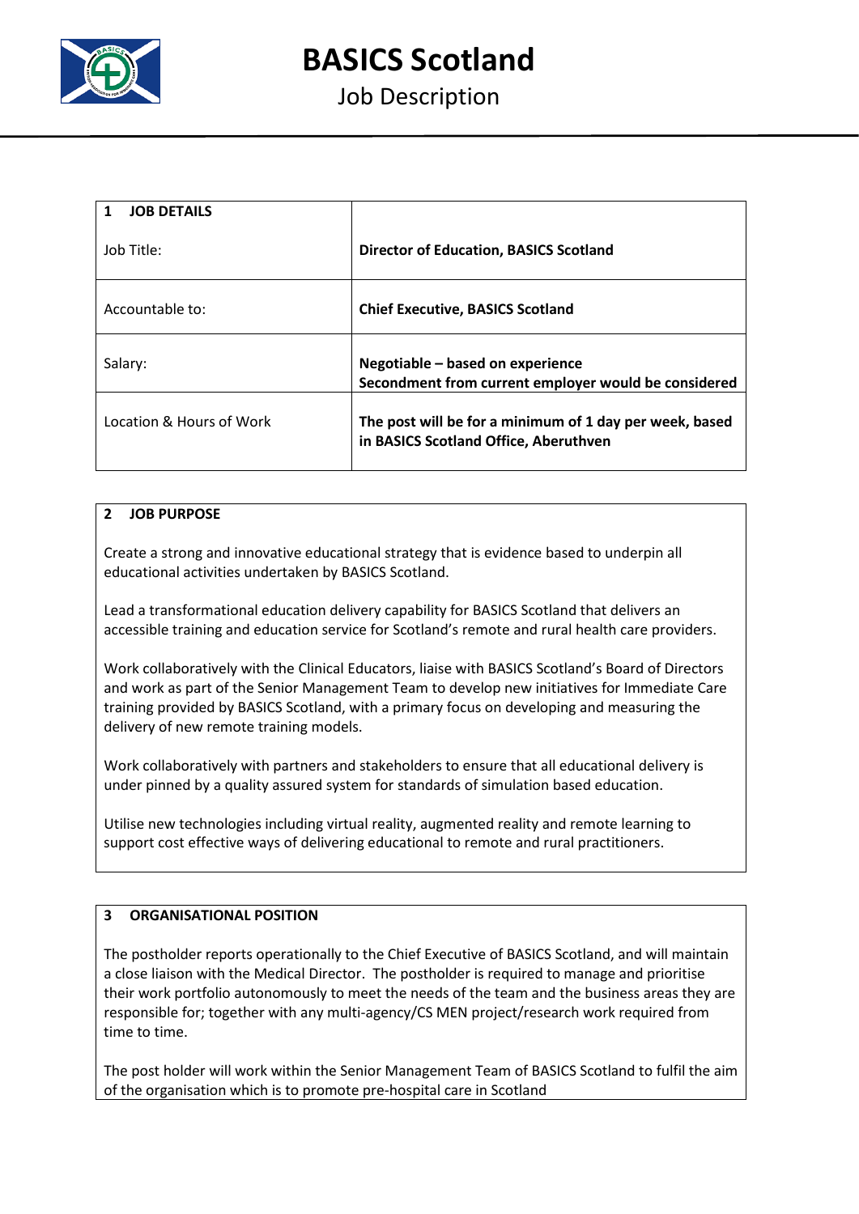# BASICS Scotland

## Job Description

| 1 JOB DETAILS | |
|---|---|
| Job Title: | **Director of Education, BASICS Scotland** |
| Accountable to: | **Chief Executive, BASICS Scotland** |
| Salary: | **Negotiable – based on experience**<br>**Secondment from current employer would be considered** |
| Location & Hours of Work | **The post will be for a minimum of 1 day per week, based in BASICS Scotland Office, Aberuthven** |

### 2 JOB PURPOSE

Create a strong and innovative educational strategy that is evidence based to underpin all educational activities undertaken by BASICS Scotland.

Lead a transformational education delivery capability for BASICS Scotland that delivers an accessible training and education service for Scotland's remote and rural health care providers.

Work collaboratively with the Clinical Educators, liaise with BASICS Scotland's Board of Directors and work as part of the Senior Management Team to develop new initiatives for Immediate Care training provided by BASICS Scotland, with a primary focus on developing and measuring the delivery of new remote training models.

Work collaboratively with partners and stakeholders to ensure that all educational delivery is under pinned by a quality assured system for standards of simulation based education.

Utilise new technologies including virtual reality, augmented reality and remote learning to support cost effective ways of delivering educational to remote and rural practitioners.

### 3 ORGANISATIONAL POSITION

The postholder reports operationally to the Chief Executive of BASICS Scotland, and will maintain a close liaison with the Medical Director. The postholder is required to manage and prioritise their work portfolio autonomously to meet the needs of the team and the business areas they are responsible for; together with any multi-agency/CS MEN project/research work required from time to time.

The post holder will work within the Senior Management Team of BASICS Scotland to fulfil the aim of the organisation which is to promote pre-hospital care in Scotland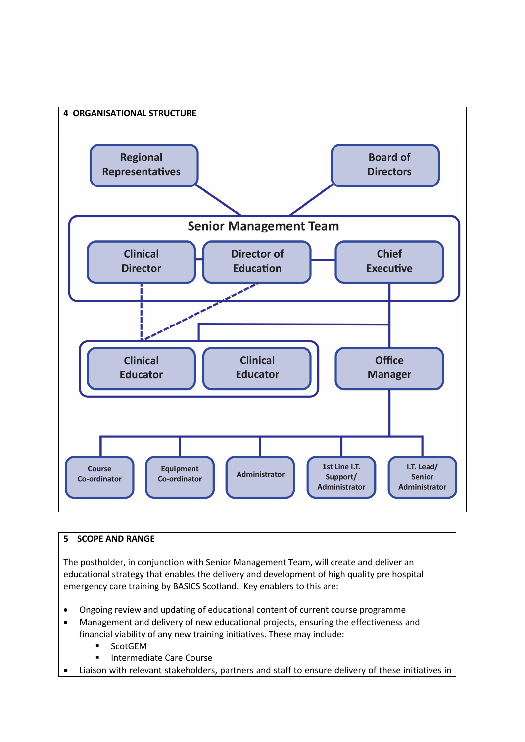## 4 ORGANISATIONAL STRUCTURE

Regional Representatives

Board of Directors

Senior Management Team

Clinical Director

Director of Education

Chief Executive

Clinical Educator

Clinical Educator

Office Manager

Course Co-ordinator

Equipment Co-ordinator

Administrator

1st Line I.T. Support/ Administrator

I.T. Lead/ Senior Administrator

## 5 SCOPE AND RANGE

The postholder, in conjunction with Senior Management Team, will create and deliver an educational strategy that enables the delivery and development of high quality pre hospital emergency care training by BASICS Scotland. Key enablers to this are:

- Ongoing review and updating of educational content of current course programme
- Management and delivery of new educational projects, ensuring the effectiveness and financial viability of any new training initiatives. These may include:
  - ScotGEM
  - Intermediate Care Course
- Liaison with relevant stakeholders, partners and staff to ensure delivery of these initiatives in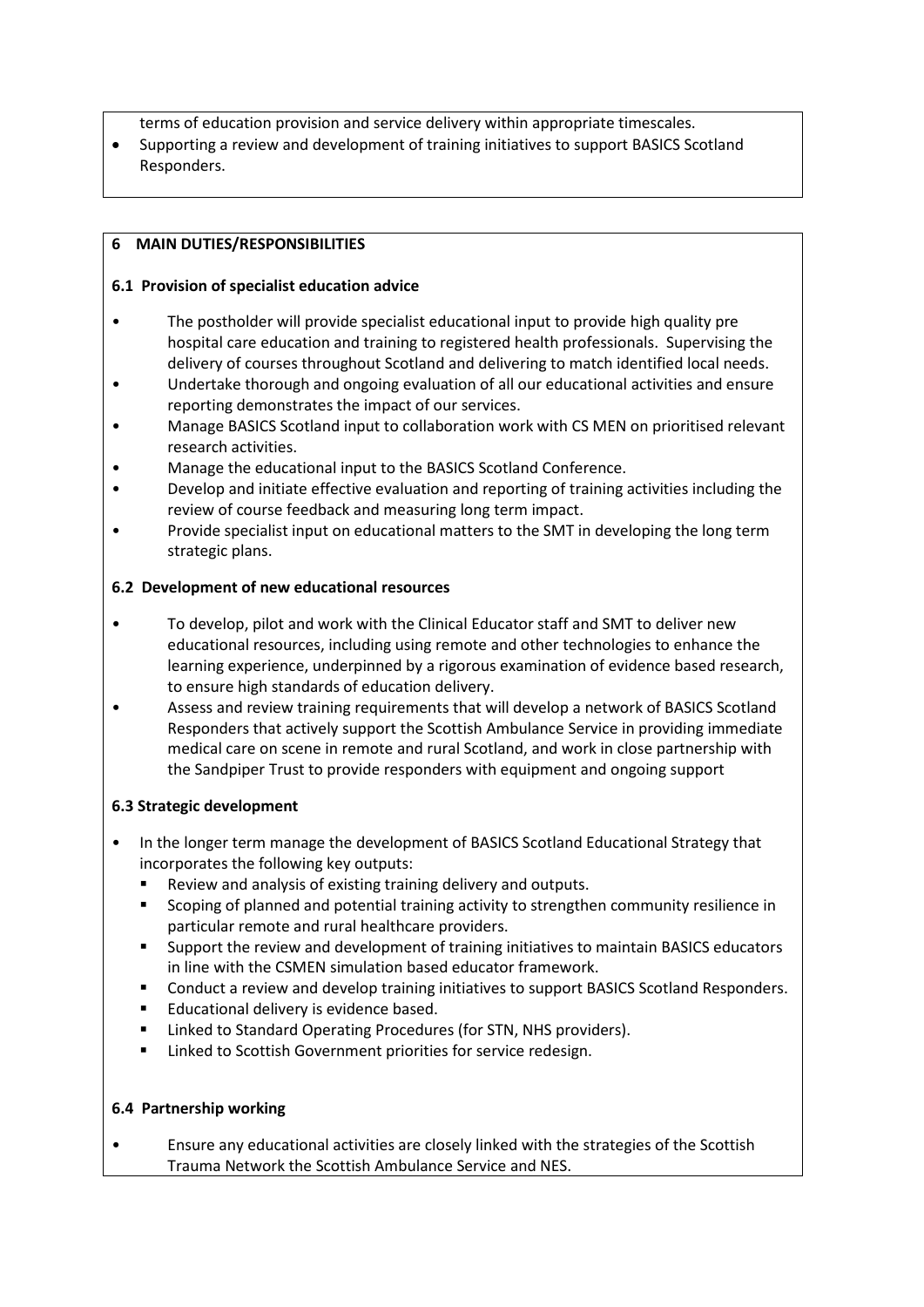terms of education provision and service delivery within appropriate timescales.
- Supporting a review and development of training initiatives to support BASICS Scotland Responders.

## 6 MAIN DUTIES/RESPONSIBILITIES

### 6.1 Provision of specialist education advice

- The postholder will provide specialist educational input to provide high quality pre hospital care education and training to registered health professionals. Supervising the delivery of courses throughout Scotland and delivering to match identified local needs.
- Undertake thorough and ongoing evaluation of all our educational activities and ensure reporting demonstrates the impact of our services.
- Manage BASICS Scotland input to collaboration work with CS MEN on prioritised relevant research activities.
- Manage the educational input to the BASICS Scotland Conference.
- Develop and initiate effective evaluation and reporting of training activities including the review of course feedback and measuring long term impact.
- Provide specialist input on educational matters to the SMT in developing the long term strategic plans.

### 6.2 Development of new educational resources

- To develop, pilot and work with the Clinical Educator staff and SMT to deliver new educational resources, including using remote and other technologies to enhance the learning experience, underpinned by a rigorous examination of evidence based research, to ensure high standards of education delivery.
- Assess and review training requirements that will develop a network of BASICS Scotland Responders that actively support the Scottish Ambulance Service in providing immediate medical care on scene in remote and rural Scotland, and work in close partnership with the Sandpiper Trust to provide responders with equipment and ongoing support

### 6.3 Strategic development

- In the longer term manage the development of BASICS Scotland Educational Strategy that incorporates the following key outputs:
  - Review and analysis of existing training delivery and outputs.
  - Scoping of planned and potential training activity to strengthen community resilience in particular remote and rural healthcare providers.
  - Support the review and development of training initiatives to maintain BASICS educators in line with the CSMEN simulation based educator framework.
  - Conduct a review and develop training initiatives to support BASICS Scotland Responders.
  - Educational delivery is evidence based.
  - Linked to Standard Operating Procedures (for STN, NHS providers).
  - Linked to Scottish Government priorities for service redesign.

### 6.4 Partnership working

- Ensure any educational activities are closely linked with the strategies of the Scottish Trauma Network the Scottish Ambulance Service and NES.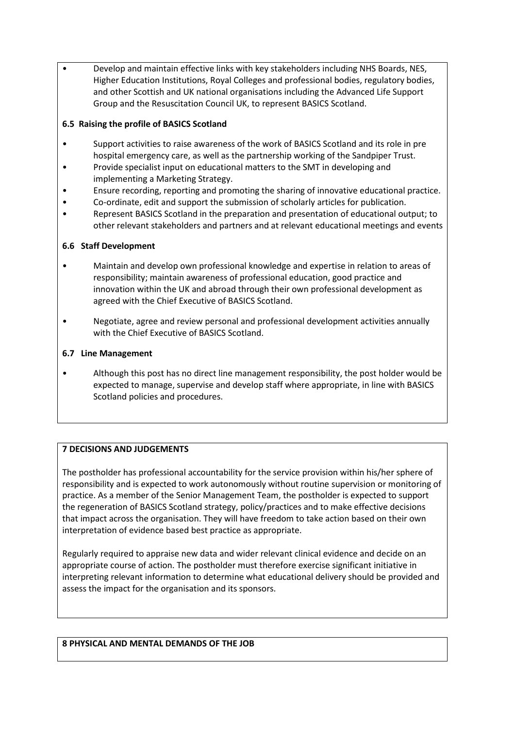- Develop and maintain effective links with key stakeholders including NHS Boards, NES, Higher Education Institutions, Royal Colleges and professional bodies, regulatory bodies, and other Scottish and UK national organisations including the Advanced Life Support Group and the Resuscitation Council UK, to represent BASICS Scotland.

**6.5 Raising the profile of BASICS Scotland**

- Support activities to raise awareness of the work of BASICS Scotland and its role in pre hospital emergency care, as well as the partnership working of the Sandpiper Trust.
- Provide specialist input on educational matters to the SMT in developing and implementing a Marketing Strategy.
- Ensure recording, reporting and promoting the sharing of innovative educational practice.
- Co-ordinate, edit and support the submission of scholarly articles for publication.
- Represent BASICS Scotland in the preparation and presentation of educational output; to other relevant stakeholders and partners and at relevant educational meetings and events

**6.6 Staff Development**

- Maintain and develop own professional knowledge and expertise in relation to areas of responsibility; maintain awareness of professional education, good practice and innovation within the UK and abroad through their own professional development as agreed with the Chief Executive of BASICS Scotland.
- Negotiate, agree and review personal and professional development activities annually with the Chief Executive of BASICS Scotland.

**6.7 Line Management**

- Although this post has no direct line management responsibility, the post holder would be expected to manage, supervise and develop staff where appropriate, in line with BASICS Scotland policies and procedures.

**7 DECISIONS AND JUDGEMENTS**

The postholder has professional accountability for the service provision within his/her sphere of responsibility and is expected to work autonomously without routine supervision or monitoring of practice. As a member of the Senior Management Team, the postholder is expected to support the regeneration of BASICS Scotland strategy, policy/practices and to make effective decisions that impact across the organisation. They will have freedom to take action based on their own interpretation of evidence based best practice as appropriate.

Regularly required to appraise new data and wider relevant clinical evidence and decide on an appropriate course of action. The postholder must therefore exercise significant initiative in interpreting relevant information to determine what educational delivery should be provided and assess the impact for the organisation and its sponsors.

**8 PHYSICAL AND MENTAL DEMANDS OF THE JOB**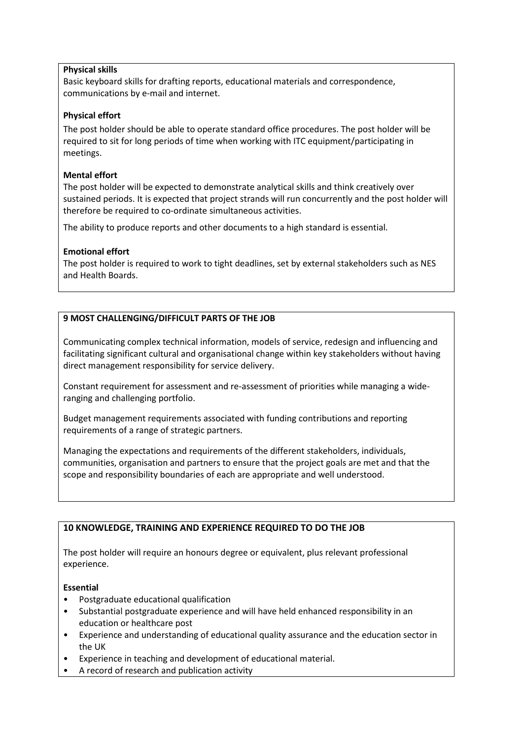**Physical skills**

Basic keyboard skills for drafting reports, educational materials and correspondence, communications by e-mail and internet.

**Physical effort**

The post holder should be able to operate standard office procedures. The post holder will be required to sit for long periods of time when working with ITC equipment/participating in meetings.

**Mental effort**

The post holder will be expected to demonstrate analytical skills and think creatively over sustained periods. It is expected that project strands will run concurrently and the post holder will therefore be required to co-ordinate simultaneous activities.

The ability to produce reports and other documents to a high standard is essential.

**Emotional effort**

The post holder is required to work to tight deadlines, set by external stakeholders such as NES and Health Boards.

## 9 MOST CHALLENGING/DIFFICULT PARTS OF THE JOB

Communicating complex technical information, models of service, redesign and influencing and facilitating significant cultural and organisational change within key stakeholders without having direct management responsibility for service delivery.

Constant requirement for assessment and re-assessment of priorities while managing a wide-ranging and challenging portfolio.

Budget management requirements associated with funding contributions and reporting requirements of a range of strategic partners.

Managing the expectations and requirements of the different stakeholders, individuals, communities, organisation and partners to ensure that the project goals are met and that the scope and responsibility boundaries of each are appropriate and well understood.

## 10 KNOWLEDGE, TRAINING AND EXPERIENCE REQUIRED TO DO THE JOB

The post holder will require an honours degree or equivalent, plus relevant professional experience.

**Essential**

- Postgraduate educational qualification
- Substantial postgraduate experience and will have held enhanced responsibility in an education or healthcare post
- Experience and understanding of educational quality assurance and the education sector in the UK
- Experience in teaching and development of educational material.
- A record of research and publication activity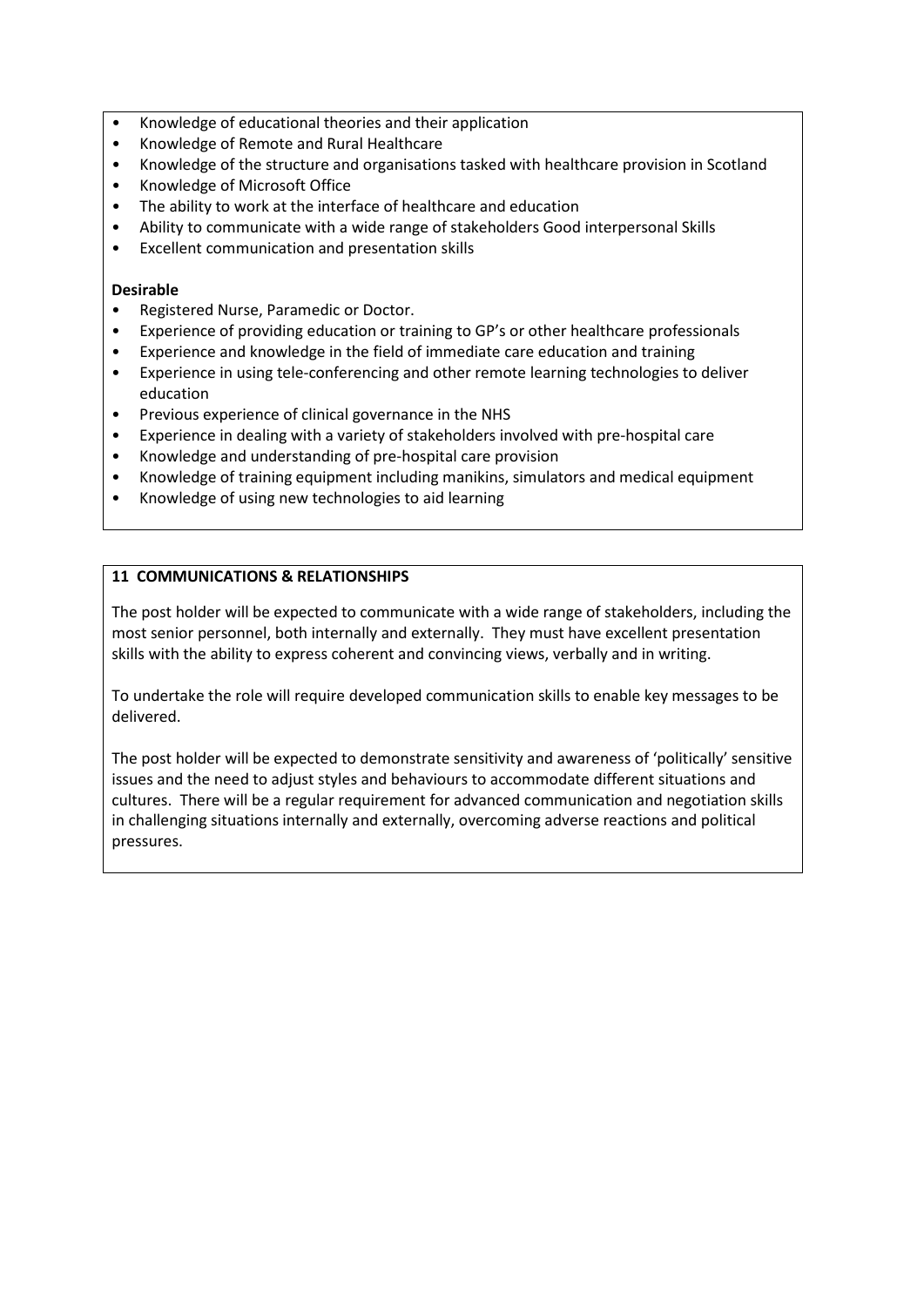- Knowledge of educational theories and their application
- Knowledge of Remote and Rural Healthcare
- Knowledge of the structure and organisations tasked with healthcare provision in Scotland
- Knowledge of Microsoft Office
- The ability to work at the interface of healthcare and education
- Ability to communicate with a wide range of stakeholders Good interpersonal Skills
- Excellent communication and presentation skills

**Desirable**

- Registered Nurse, Paramedic or Doctor.
- Experience of providing education or training to GP's or other healthcare professionals
- Experience and knowledge in the field of immediate care education and training
- Experience in using tele-conferencing and other remote learning technologies to deliver education
- Previous experience of clinical governance in the NHS
- Experience in dealing with a variety of stakeholders involved with pre-hospital care
- Knowledge and understanding of pre-hospital care provision
- Knowledge of training equipment including manikins, simulators and medical equipment
- Knowledge of using new technologies to aid learning

## 11 COMMUNICATIONS & RELATIONSHIPS

The post holder will be expected to communicate with a wide range of stakeholders, including the most senior personnel, both internally and externally. They must have excellent presentation skills with the ability to express coherent and convincing views, verbally and in writing.

To undertake the role will require developed communication skills to enable key messages to be delivered.

The post holder will be expected to demonstrate sensitivity and awareness of 'politically' sensitive issues and the need to adjust styles and behaviours to accommodate different situations and cultures. There will be a regular requirement for advanced communication and negotiation skills in challenging situations internally and externally, overcoming adverse reactions and political pressures.